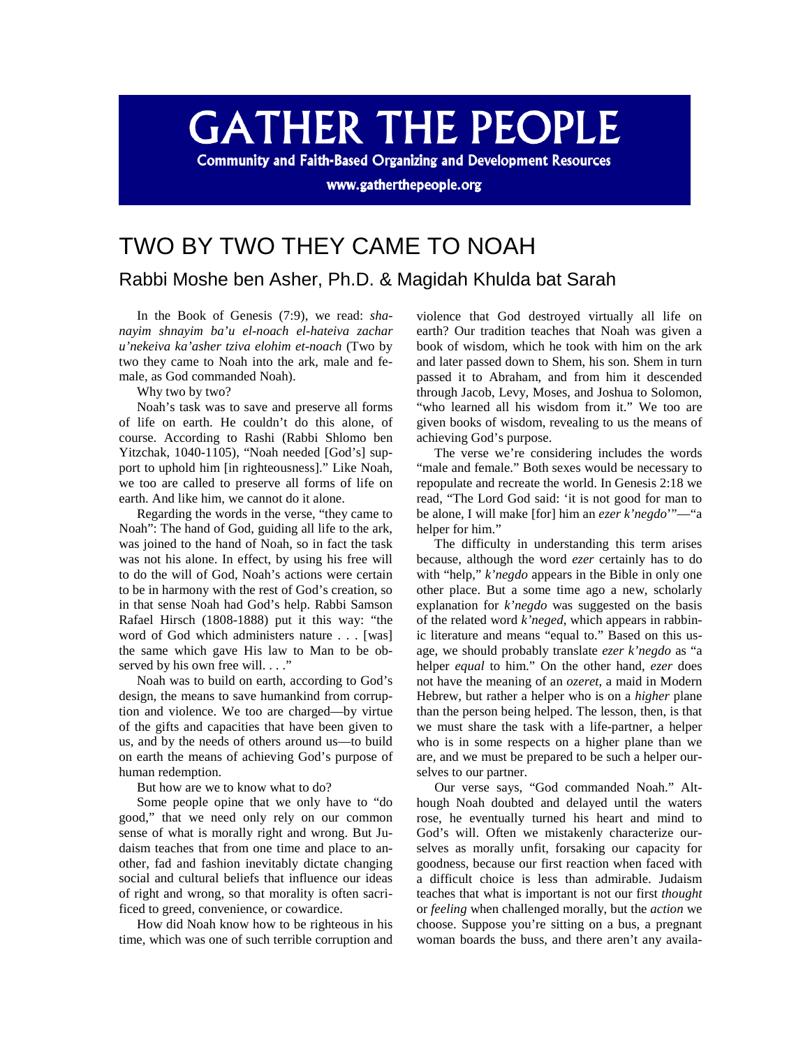# GATHER THE PEOPLE

**Community and Faith-Based Organizing and Development Resources**

**www.gatherthepeople.org**

# TWO BY TWO THEY CAME TO NOAH

## Rabbi Moshe ben Asher, Ph.D. & Magidah Khulda bat Sarah

In the Book of Genesis (7:9), we read: *shanayim shnayim ba'u el-noach el-hateiva zachar u'nekeiva ka'asher tziva elohim et-noach* (Two by two they came to Noah into the ark, male and female, as God commanded Noah).

Why two by two?

Noah's task was to save and preserve all forms of life on earth. He couldn't do this alone, of course. According to Rashi (Rabbi Shlomo ben Yitzchak, 1040-1105), "Noah needed [God's] support to uphold him [in righteousness]." Like Noah, we too are called to preserve all forms of life on earth. And like him, we cannot do it alone.

Regarding the words in the verse, "they came to Noah": The hand of God, guiding all life to the ark, was joined to the hand of Noah, so in fact the task was not his alone. In effect, by using his free will to do the will of God, Noah's actions were certain to be in harmony with the rest of God's creation, so in that sense Noah had God's help. Rabbi Samson Rafael Hirsch (1808-1888) put it this way: "the word of God which administers nature . . . [was] the same which gave His law to Man to be observed by his own free will. . . ."

Noah was to build on earth, according to God's design, the means to save humankind from corruption and violence. We too are charged—by virtue of the gifts and capacities that have been given to us, and by the needs of others around us—to build on earth the means of achieving God's purpose of human redemption.

But how are we to know what to do?

Some people opine that we only have to "do good," that we need only rely on our common sense of what is morally right and wrong. But Judaism teaches that from one time and place to another, fad and fashion inevitably dictate changing social and cultural beliefs that influence our ideas of right and wrong, so that morality is often sacrificed to greed, convenience, or cowardice.

How did Noah know how to be righteous in his time, which was one of such terrible corruption and violence that God destroyed virtually all life on earth? Our tradition teaches that Noah was given a book of wisdom, which he took with him on the ark and later passed down to Shem, his son. Shem in turn passed it to Abraham, and from him it descended through Jacob, Levy, Moses, and Joshua to Solomon, "who learned all his wisdom from it." We too are given books of wisdom, revealing to us the means of achieving God's purpose.

The verse we're considering includes the words "male and female." Both sexes would be necessary to repopulate and recreate the world. In Genesis 2:18 we read, "The Lord God said: 'it is not good for man to be alone, I will make [for] him an *ezer k'negdo*'"—"a helper for him."

The difficulty in understanding this term arises because, although the word *ezer* certainly has to do with "help," *k'negdo* appears in the Bible in only one other place. But a some time ago a new, scholarly explanation for *k'negdo* was suggested on the basis of the related word *k'neged*, which appears in rabbinic literature and means "equal to." Based on this usage, we should probably translate *ezer k'negdo* as "a helper *equal* to him." On the other hand, *ezer* does not have the meaning of an *ozeret*, a maid in Modern Hebrew, but rather a helper who is on a *higher* plane than the person being helped. The lesson, then, is that we must share the task with a life-partner, a helper who is in some respects on a higher plane than we are, and we must be prepared to be such a helper ourselves to our partner.

Our verse says, "God commanded Noah." Although Noah doubted and delayed until the waters rose, he eventually turned his heart and mind to God's will. Often we mistakenly characterize ourselves as morally unfit, forsaking our capacity for goodness, because our first reaction when faced with a difficult choice is less than admirable. Judaism teaches that what is important is not our first *thought* or *feeling* when challenged morally, but the *action* we choose. Suppose you're sitting on a bus, a pregnant woman boards the buss, and there aren't any availa-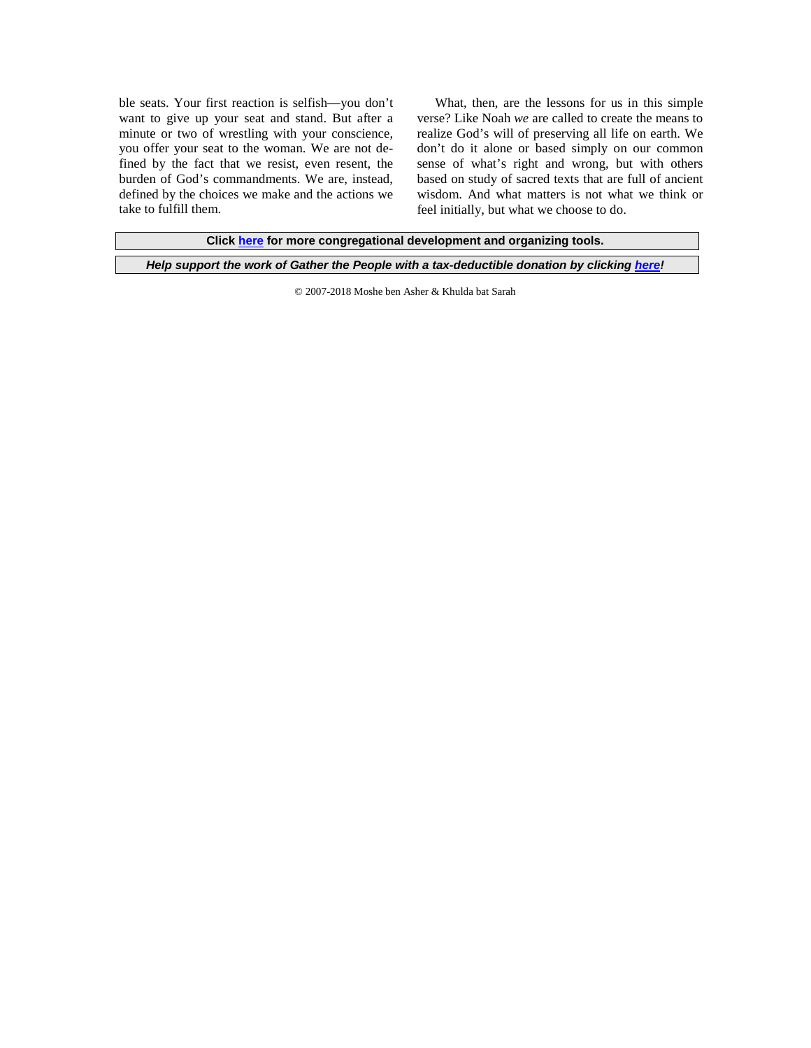ble seats. Your first reaction is selfish—you don't want to give up your seat and stand. But after a minute or two of wrestling with your conscience, you offer your seat to the woman. We are not defined by the fact that we resist, even resent, the burden of God's commandments. We are, instead, defined by the choices we make and the actions we take to fulfill them.

What, then, are the lessons for us in this simple verse? Like Noah *we* are called to create the means to realize God's will of preserving all life on earth. We don't do it alone or based simply on our common sense of what's right and wrong, but with others based on study of sacred texts that are full of ancient wisdom. And what matters is not what we think or feel initially, but what we choose to do.

**Click here for more congregational development and organizing tools.**

***Help support the work of Gather the People with a tax-deductible donation by clicking here!***

© 2007-2018 Moshe ben Asher & Khulda bat Sarah